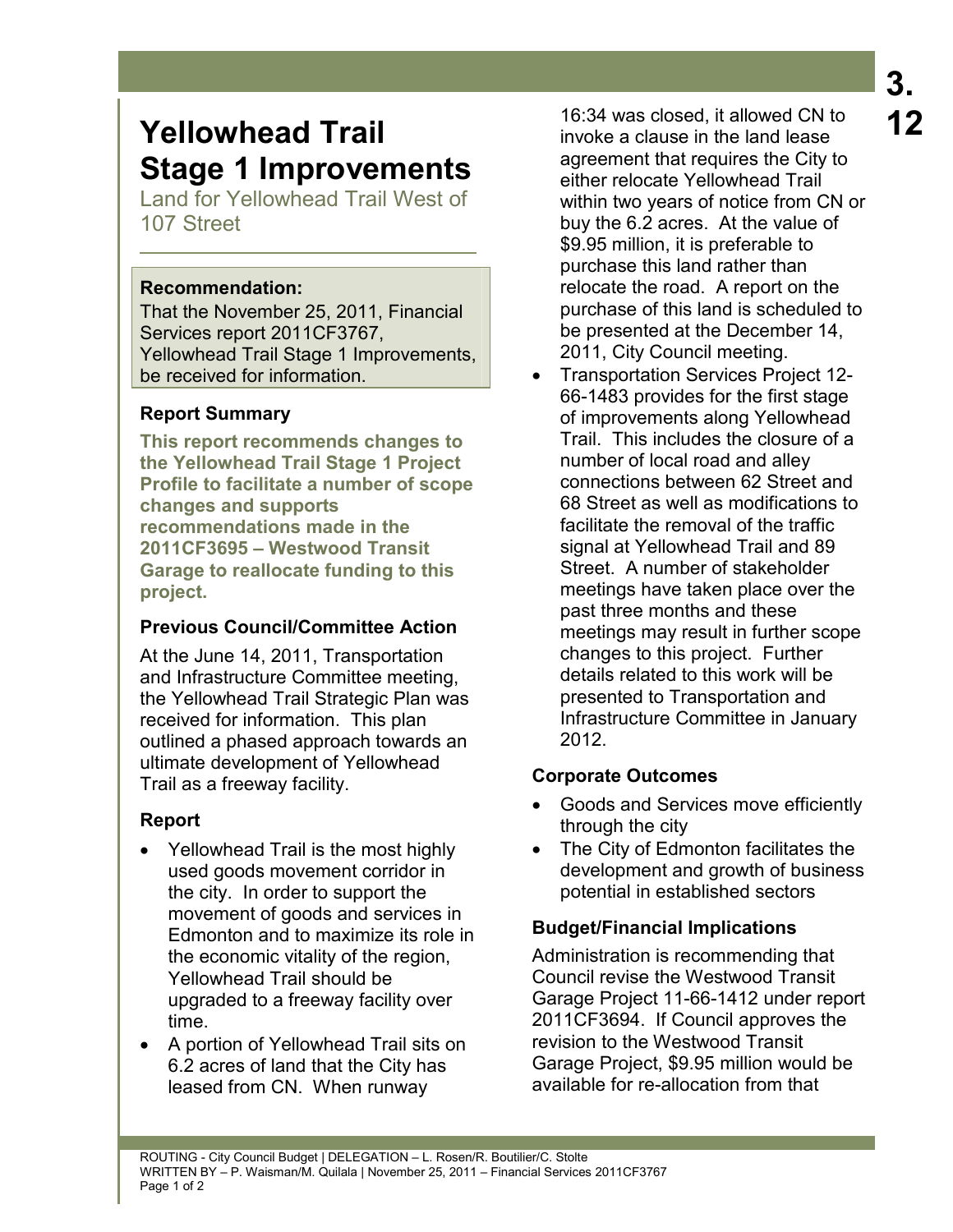# Yellowhead Trail Stage 1 Improvements

Land for Yellowhead Trail West of 107 Street

**Recommendation:**

That the November 25, 2011, Financial Services report 2011CF3767, Yellowhead Trail Stage 1 Improvements, be received for information.

### Report Summary

**This report recommends changes to the Yellowhead Trail Stage 1 Project Profile to facilitate a number of scope changes and supports recommendations made in the 2011CF3695 – Westwood Transit Garage to reallocate funding to this project.**

### Previous Council/Committee Action

At the June 14, 2011, Transportation and Infrastructure Committee meeting, the Yellowhead Trail Strategic Plan was received for information. This plan outlined a phased approach towards an ultimate development of Yellowhead Trail as a freeway facility.

### Report

- Yellowhead Trail is the most highly used goods movement corridor in the city. In order to support the movement of goods and services in Edmonton and to maximize its role in the economic vitality of the region, Yellowhead Trail should be upgraded to a freeway facility over time.
- A portion of Yellowhead Trail sits on 6.2 acres of land that the City has leased from CN. When runway 16:34 was closed, it allowed CN to invoke a clause in the land lease agreement that requires the City to either relocate Yellowhead Trail within two years of notice from CN or buy the 6.2 acres. At the value of $9.95 million, it is preferable to purchase this land rather than relocate the road. A report on the purchase of this land is scheduled to be presented at the December 14, 2011, City Council meeting.
- Transportation Services Project 12-66-1483 provides for the first stage of improvements along Yellowhead Trail. This includes the closure of a number of local road and alley connections between 62 Street and 68 Street as well as modifications to facilitate the removal of the traffic signal at Yellowhead Trail and 89 Street. A number of stakeholder meetings have taken place over the past three months and these meetings may result in further scope changes to this project. Further details related to this work will be presented to Transportation and Infrastructure Committee in January 2012.

### Corporate Outcomes

- Goods and Services move efficiently through the city
- The City of Edmonton facilitates the development and growth of business potential in established sectors

### Budget/Financial Implications

Administration is recommending that Council revise the Westwood Transit Garage Project 11-66-1412 under report 2011CF3694. If Council approves the revision to the Westwood Transit Garage Project, $9.95 million would be available for re-allocation from that

ROUTING - City Council Budget | DELEGATION – L. Rosen/R. Boutilier/C. Stolte
WRITTEN BY – P. Waisman/M. Quilala | November 25, 2011 – Financial Services 2011CF3767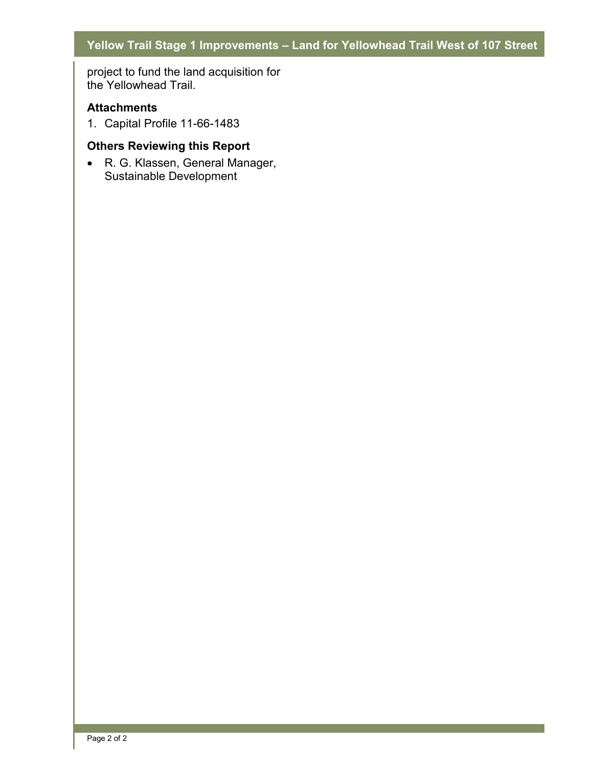project to fund the land acquisition for the Yellowhead Trail.

### Attachments

1. Capital Profile 11-66-1483

### Others Reviewing this Report

- R. G. Klassen, General Manager, Sustainable Development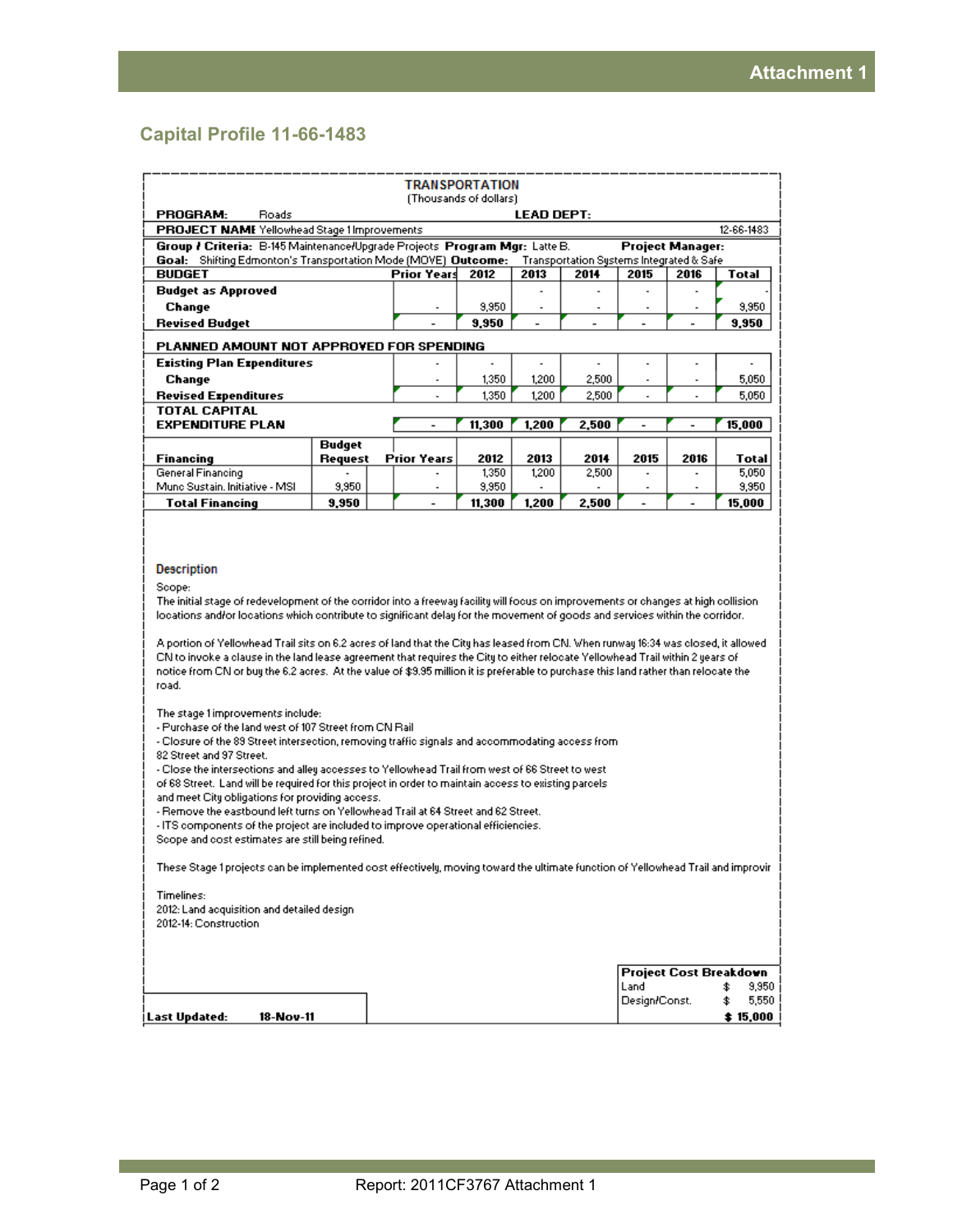Attachment 1

## Capital Profile 11-66-1483

**TRANSPORTATION**
(Thousands of dollars)

**PROGRAM:** Roads **LEAD DEPT:**

**PROJECT NAME** Yellowhead Stage 1 Improvements 12-66-1483

**Group / Criteria:** B-145 Maintenance/Upgrade Projects **Program Mgr:** Latte B. **Project Manager:**

**Goal:** Shifting Edmonton's Transportation Mode (MOVE) **Outcome:** Transportation Systems Integrated & Safe

| BUDGET | Prior Years | 2012 | 2013 | 2014 | 2015 | 2016 | Total |
|---|---|---|---|---|---|---|---|
| **Budget as Approved** | | | - | - | - | - | - |
| **Change** | - | 9,950 | - | - | - | - | 9,950 |
| **Revised Budget** | - | **9,950** | - | - | - | - | **9,950** |
| **PLANNED AMOUNT NOT APPROVED FOR SPENDING** | | | | | | | |
| **Existing Plan Expenditures** | - | - | - | - | - | - | - |
| **Change** | - | 1,350 | 1,200 | 2,500 | - | - | 5,050 |
| **Revised Expenditures** | - | 1,350 | 1,200 | 2,500 | - | - | 5,050 |
| **TOTAL CAPITAL EXPENDITURE PLAN** | - | **11,300** | **1,200** | **2,500** | - | - | **15,000** |

| Financing | Budget Request | Prior Years | 2012 | 2013 | 2014 | 2015 | 2016 | Total |
|---|---|---|---|---|---|---|---|---|
| General Financing | - | - | 1,350 | 1,200 | 2,500 | - | - | 5,050 |
| Munc Sustain. Initiative - MSI | 9,950 | - | 9,950 | - | - | - | - | 9,950 |
| **Total Financing** | **9,950** | - | **11,300** | **1,200** | **2,500** | - | - | **15,000** |

### Description

Scope:
The initial stage of redevelopment of the corridor into a freeway facility will focus on improvements or changes at high collision locations and/or locations which contribute to significant delay for the movement of goods and services within the corridor.

A portion of Yellowhead Trail sits on 6.2 acres of land that the City has leased from CN. When runway 16:34 was closed, it allowed CN to invoke a clause in the land lease agreement that requires the City to either relocate Yellowhead Trail within 2 years of notice from CN or buy the 6.2 acres. At the value of $9.95 million it is preferable to purchase this land rather than relocate the road.

The stage 1 improvements include:
- Purchase of the land west of 107 Street from CN Rail
- Closure of the 89 Street intersection, removing traffic signals and accommodating access from 82 Street and 97 Street.
- Close the intersections and alley accesses to Yellowhead Trail from west of 66 Street to west of 68 Street. Land will be required for this project in order to maintain access to existing parcels and meet City obligations for providing access.
- Remove the eastbound left turns on Yellowhead Trail at 64 Street and 62 Street.
- ITS components of the project are included to improve operational efficiencies.

Scope and cost estimates are still being refined.

These Stage 1 projects can be implemented cost effectively, moving toward the ultimate function of Yellowhead Trail and improvir

Timelines:
2012: Land acquisition and detailed design
2012-14: Construction

| Project Cost Breakdown | | |
|---|---|---|
| Land | $ | 9,950 |
| Design/Const. | $ | 5,550 |
| | | **$ 15,000** |

**Last Updated:** **18-Nov-11**

Report: 2011CF3767 Attachment 1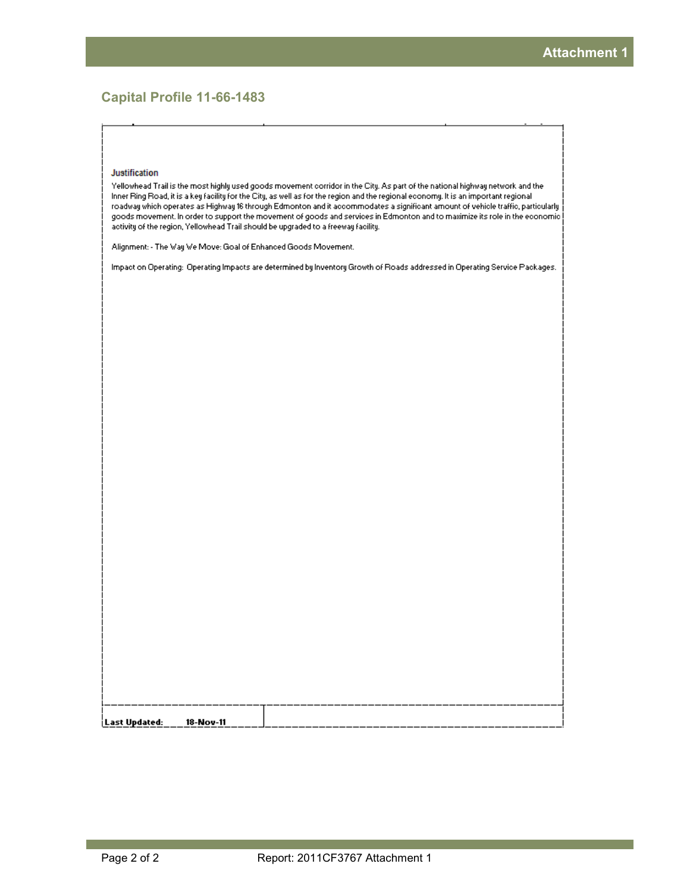## Capital Profile 11-66-1483

**Justification**

Yellowhead Trail is the most highly used goods movement corridor in the City. As part of the national highway network and the Inner Ring Road, it is a key facility for the City, as well as for the region and the regional economy. It is an important regional roadway which operates as Highway 16 through Edmonton and it accommodates a significant amount of vehicle traffic, particularly goods movement. In order to support the movement of goods and services in Edmonton and to maximize its role in the economic activity of the region, Yellowhead Trail should be upgraded to a freeway facility.

Alignment: - The Way We Move: Goal of Enhanced Goods Movement.

Impact on Operating: Operating Impacts are determined by Inventory Growth of Roads addressed in Operating Service Packages.

**Last Updated:** 18-Nov-11